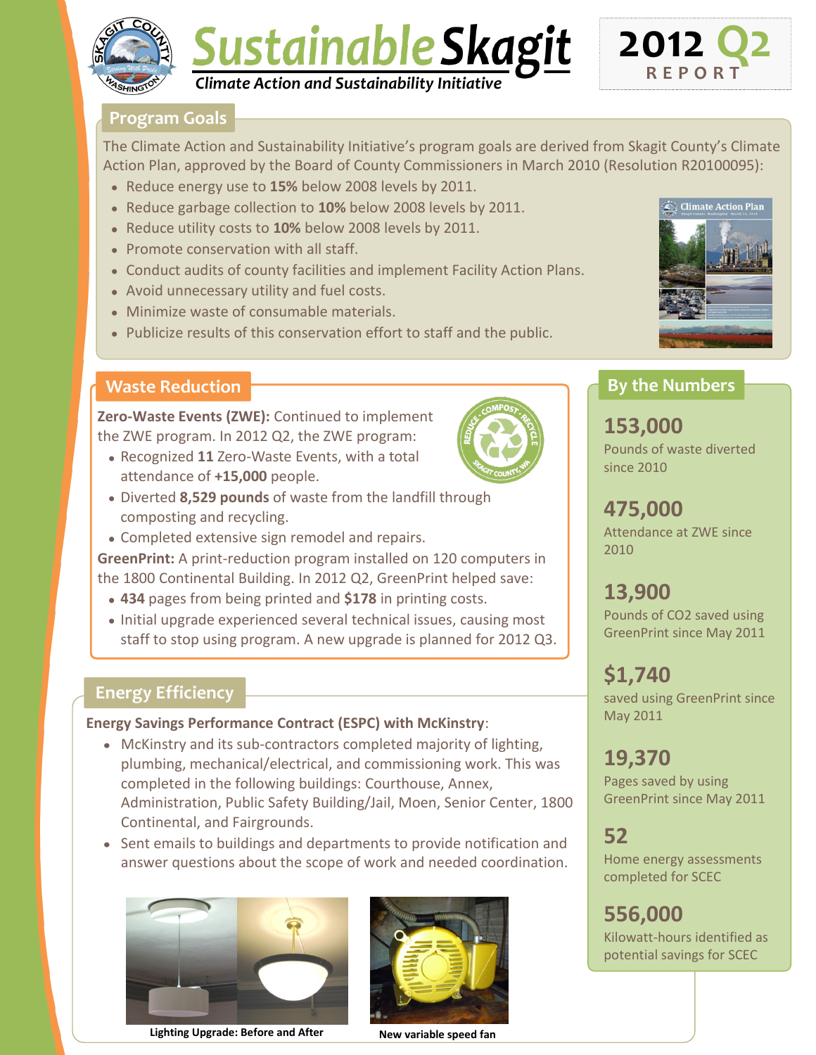# Sustainable Skagit

*Climate Action and Sustainability Initiative*

**2012 Q2 REPORT**

## Program Goals

The Climate Action and Sustainability Initiative's program goals are derived from Skagit County's Climate Action Plan, approved by the Board of County Commissioners in March 2010 (Resolution R20100095):

- Reduce energy use to **15%** below 2008 levels by 2011.
- Reduce garbage collection to **10%** below 2008 levels by 2011.
- Reduce utility costs to **10%** below 2008 levels by 2011.
- Promote conservation with all staff.
- Conduct audits of county facilities and implement Facility Action Plans.
- Avoid unnecessary utility and fuel costs.
- Minimize waste of consumable materials.
- Publicize results of this conservation effort to staff and the public.

## Waste Reduction

**Zero-Waste Events (ZWE):** Continued to implement the ZWE program. In 2012 Q2, the ZWE program:

- Recognized **11** Zero-Waste Events, with a total attendance of **+15,000** people.
- Diverted **8,529 pounds** of waste from the landfill through composting and recycling.
- Completed extensive sign remodel and repairs.

**GreenPrint:** A print-reduction program installed on 120 computers in the 1800 Continental Building. In 2012 Q2, GreenPrint helped save:

- **434** pages from being printed and **$178** in printing costs.
- Initial upgrade experienced several technical issues, causing most staff to stop using program. A new upgrade is planned for 2012 Q3.

## Energy Efficiency

**Energy Savings Performance Contract (ESPC) with McKinstry**:

- McKinstry and its sub-contractors completed majority of lighting, plumbing, mechanical/electrical, and commissioning work. This was completed in the following buildings: Courthouse, Annex, Administration, Public Safety Building/Jail, Moen, Senior Center, 1800 Continental, and Fairgrounds.
- Sent emails to buildings and departments to provide notification and answer questions about the scope of work and needed coordination.

Lighting Upgrade: Before and After

New variable speed fan

## By the Numbers

**153,000**
Pounds of waste diverted since 2010

**475,000**
Attendance at ZWE since 2010

**13,900**
Pounds of $CO_2$ saved using GreenPrint since May 2011

**$1,740**
saved using GreenPrint since May 2011

**19,370**
Pages saved by using GreenPrint since May 2011

**52**
Home energy assessments completed for SCEC

**556,000**
Kilowatt-hours identified as potential savings for SCEC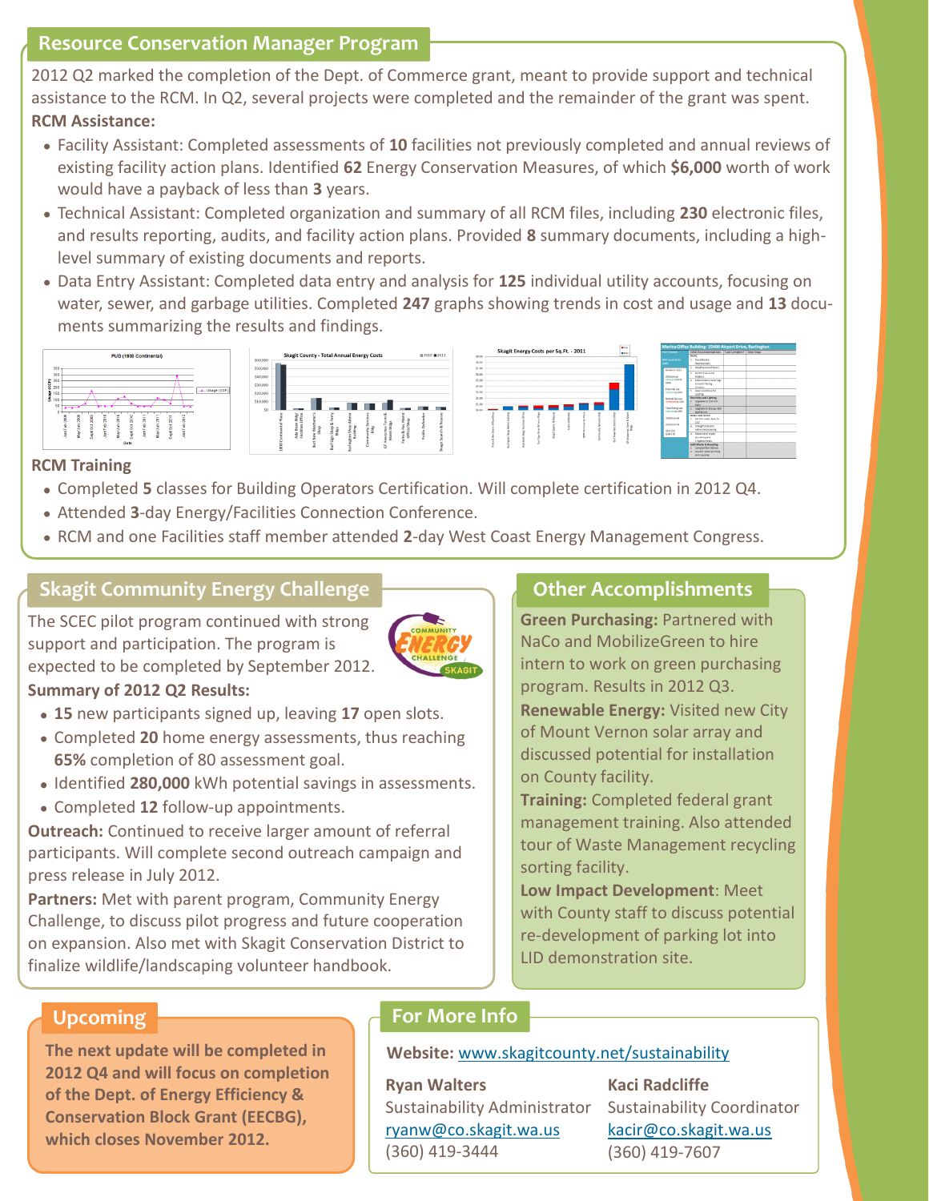## Resource Conservation Manager Program

2012 Q2 marked the completion of the Dept. of Commerce grant, meant to provide support and technical assistance to the RCM. In Q2, several projects were completed and the remainder of the grant was spent.

**RCM Assistance:**

- Facility Assistant: Completed assessments of **10** facilities not previously completed and annual reviews of existing facility action plans. Identified **62** Energy Conservation Measures, of which **$6,000** worth of work would have a payback of less than **3** years.
- Technical Assistant: Completed organization and summary of all RCM files, including **230** electronic files, and results reporting, audits, and facility action plans. Provided **8** summary documents, including a high-level summary of existing documents and reports.
- Data Entry Assistant: Completed data entry and analysis for **125** individual utility accounts, focusing on water, sewer, and garbage utilities. Completed **247** graphs showing trends in cost and usage and **13** documents summarizing the results and findings.

PUD (1800 Continental)

Skagit County - Total Annual Energy Costs

Skagit Energy Costs per Sq.Ft. - 2011

Marina Office Building - 15400 Airport Drive, Burlington

**RCM Training**

- Completed **5** classes for Building Operators Certification. Will complete certification in 2012 Q4.
- Attended **3**-day Energy/Facilities Connection Conference.
- RCM and one Facilities staff member attended **2**-day West Coast Energy Management Congress.

## Skagit Community Energy Challenge

The SCEC pilot program continued with strong support and participation. The program is expected to be completed by September 2012.

**Summary of 2012 Q2 Results:**

- **15** new participants signed up, leaving **17** open slots.
- Completed **20** home energy assessments, thus reaching **65%** completion of 80 assessment goal.
- Identified **280,000** kWh potential savings in assessments.
- Completed **12** follow-up appointments.

**Outreach:** Continued to receive larger amount of referral participants. Will complete second outreach campaign and press release in July 2012.

**Partners:** Met with parent program, Community Energy Challenge, to discuss pilot progress and future cooperation on expansion. Also met with Skagit Conservation District to finalize wildlife/landscaping volunteer handbook.

## Other Accomplishments

**Green Purchasing:** Partnered with NaCo and MobilizeGreen to hire intern to work on green purchasing program. Results in 2012 Q3.

**Renewable Energy:** Visited new City of Mount Vernon solar array and discussed potential for installation on County facility.

**Training:** Completed federal grant management training. Also attended tour of Waste Management recycling sorting facility.

**Low Impact Development**: Meet with County staff to discuss potential re-development of parking lot into LID demonstration site.

## Upcoming

**The next update will be completed in 2012 Q4 and will focus on completion of the Dept. of Energy Efficiency & Conservation Block Grant (EECBG), which closes November 2012.**

## For More Info

**Website:** www.skagitcounty.net/sustainability

**Ryan Walters**
Sustainability Administrator
ryanw@co.skagit.wa.us
(360) 419-3444

**Kaci Radcliffe**
Sustainability Coordinator
kacir@co.skagit.wa.us
(360) 419-7607